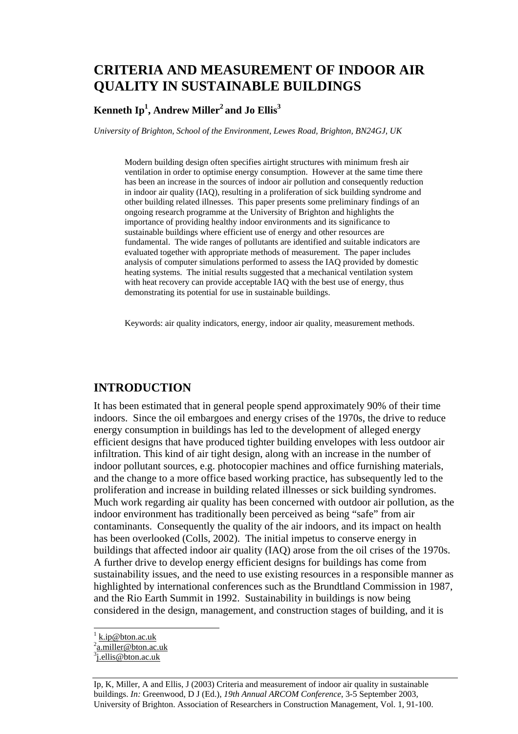# CRITERIA AND MEASUREMENT OF INDOOR AIR QUALITY IN SUSTAINABLE BUILDINGS

**Kenneth Ip[1], Andrew Miller[2] and Jo Ellis[3]**

*University of Brighton, School of the Environment, Lewes Road, Brighton, BN24GJ, UK*

Modern building design often specifies airtight structures with minimum fresh air ventilation in order to optimise energy consumption. However at the same time there has been an increase in the sources of indoor air pollution and consequently reduction in indoor air quality (IAQ), resulting in a proliferation of sick building syndrome and other building related illnesses. This paper presents some preliminary findings of an ongoing research programme at the University of Brighton and highlights the importance of providing healthy indoor environments and its significance to sustainable buildings where efficient use of energy and other resources are fundamental. The wide ranges of pollutants are identified and suitable indicators are evaluated together with appropriate methods of measurement. The paper includes analysis of computer simulations performed to assess the IAQ provided by domestic heating systems. The initial results suggested that a mechanical ventilation system with heat recovery can provide acceptable IAQ with the best use of energy, thus demonstrating its potential for use in sustainable buildings.

Keywords: air quality indicators, energy, indoor air quality, measurement methods.

## INTRODUCTION

It has been estimated that in general people spend approximately 90% of their time indoors. Since the oil embargoes and energy crises of the 1970s, the drive to reduce energy consumption in buildings has led to the development of alleged energy efficient designs that have produced tighter building envelopes with less outdoor air infiltration. This kind of air tight design, along with an increase in the number of indoor pollutant sources, e.g. photocopier machines and office furnishing materials, and the change to a more office based working practice, has subsequently led to the proliferation and increase in building related illnesses or sick building syndromes. Much work regarding air quality has been concerned with outdoor air pollution, as the indoor environment has traditionally been perceived as being "safe" from air contaminants. Consequently the quality of the air indoors, and its impact on health has been overlooked (Colls, 2002). The initial impetus to conserve energy in buildings that affected indoor air quality (IAQ) arose from the oil crises of the 1970s. A further drive to develop energy efficient designs for buildings has come from sustainability issues, and the need to use existing resources in a responsible manner as highlighted by international conferences such as the Brundtland Commission in 1987, and the Rio Earth Summit in 1992. Sustainability in buildings is now being considered in the design, management, and construction stages of building, and it is

[1] k.ip@bton.ac.uk
[2] a.miller@bton.ac.uk
[3] j.ellis@bton.ac.uk

Ip, K, Miller, A and Ellis, J (2003) Criteria and measurement of indoor air quality in sustainable buildings. *In:* Greenwood, D J (Ed.), *19th Annual ARCOM Conference*, 3-5 September 2003, University of Brighton. Association of Researchers in Construction Management, Vol. 1, 91-100.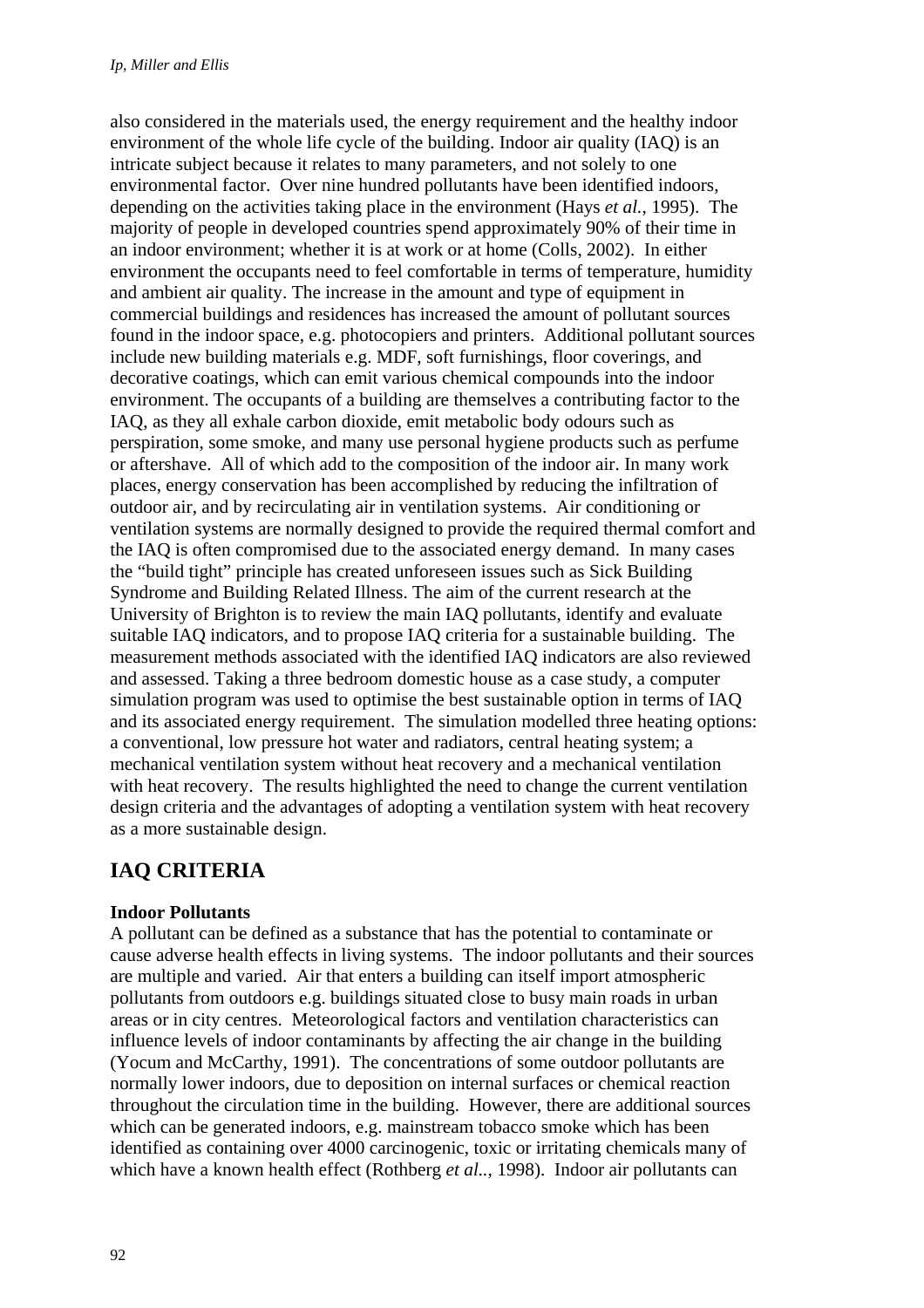also considered in the materials used, the energy requirement and the healthy indoor environment of the whole life cycle of the building. Indoor air quality (IAQ) is an intricate subject because it relates to many parameters, and not solely to one environmental factor. Over nine hundred pollutants have been identified indoors, depending on the activities taking place in the environment (Hays *et al.*, 1995). The majority of people in developed countries spend approximately 90% of their time in an indoor environment; whether it is at work or at home (Colls, 2002). In either environment the occupants need to feel comfortable in terms of temperature, humidity and ambient air quality. The increase in the amount and type of equipment in commercial buildings and residences has increased the amount of pollutant sources found in the indoor space, e.g. photocopiers and printers. Additional pollutant sources include new building materials e.g. MDF, soft furnishings, floor coverings, and decorative coatings, which can emit various chemical compounds into the indoor environment. The occupants of a building are themselves a contributing factor to the IAQ, as they all exhale carbon dioxide, emit metabolic body odours such as perspiration, some smoke, and many use personal hygiene products such as perfume or aftershave. All of which add to the composition of the indoor air. In many work places, energy conservation has been accomplished by reducing the infiltration of outdoor air, and by recirculating air in ventilation systems. Air conditioning or ventilation systems are normally designed to provide the required thermal comfort and the IAQ is often compromised due to the associated energy demand. In many cases the "build tight" principle has created unforeseen issues such as Sick Building Syndrome and Building Related Illness. The aim of the current research at the University of Brighton is to review the main IAQ pollutants, identify and evaluate suitable IAQ indicators, and to propose IAQ criteria for a sustainable building. The measurement methods associated with the identified IAQ indicators are also reviewed and assessed. Taking a three bedroom domestic house as a case study, a computer simulation program was used to optimise the best sustainable option in terms of IAQ and its associated energy requirement. The simulation modelled three heating options: a conventional, low pressure hot water and radiators, central heating system; a mechanical ventilation system without heat recovery and a mechanical ventilation with heat recovery. The results highlighted the need to change the current ventilation design criteria and the advantages of adopting a ventilation system with heat recovery as a more sustainable design.

## IAQ CRITERIA

### Indoor Pollutants

A pollutant can be defined as a substance that has the potential to contaminate or cause adverse health effects in living systems. The indoor pollutants and their sources are multiple and varied. Air that enters a building can itself import atmospheric pollutants from outdoors e.g. buildings situated close to busy main roads in urban areas or in city centres. Meteorological factors and ventilation characteristics can influence levels of indoor contaminants by affecting the air change in the building (Yocum and McCarthy, 1991). The concentrations of some outdoor pollutants are normally lower indoors, due to deposition on internal surfaces or chemical reaction throughout the circulation time in the building. However, there are additional sources which can be generated indoors, e.g. mainstream tobacco smoke which has been identified as containing over 4000 carcinogenic, toxic or irritating chemicals many of which have a known health effect (Rothberg *et al.*., 1998). Indoor air pollutants can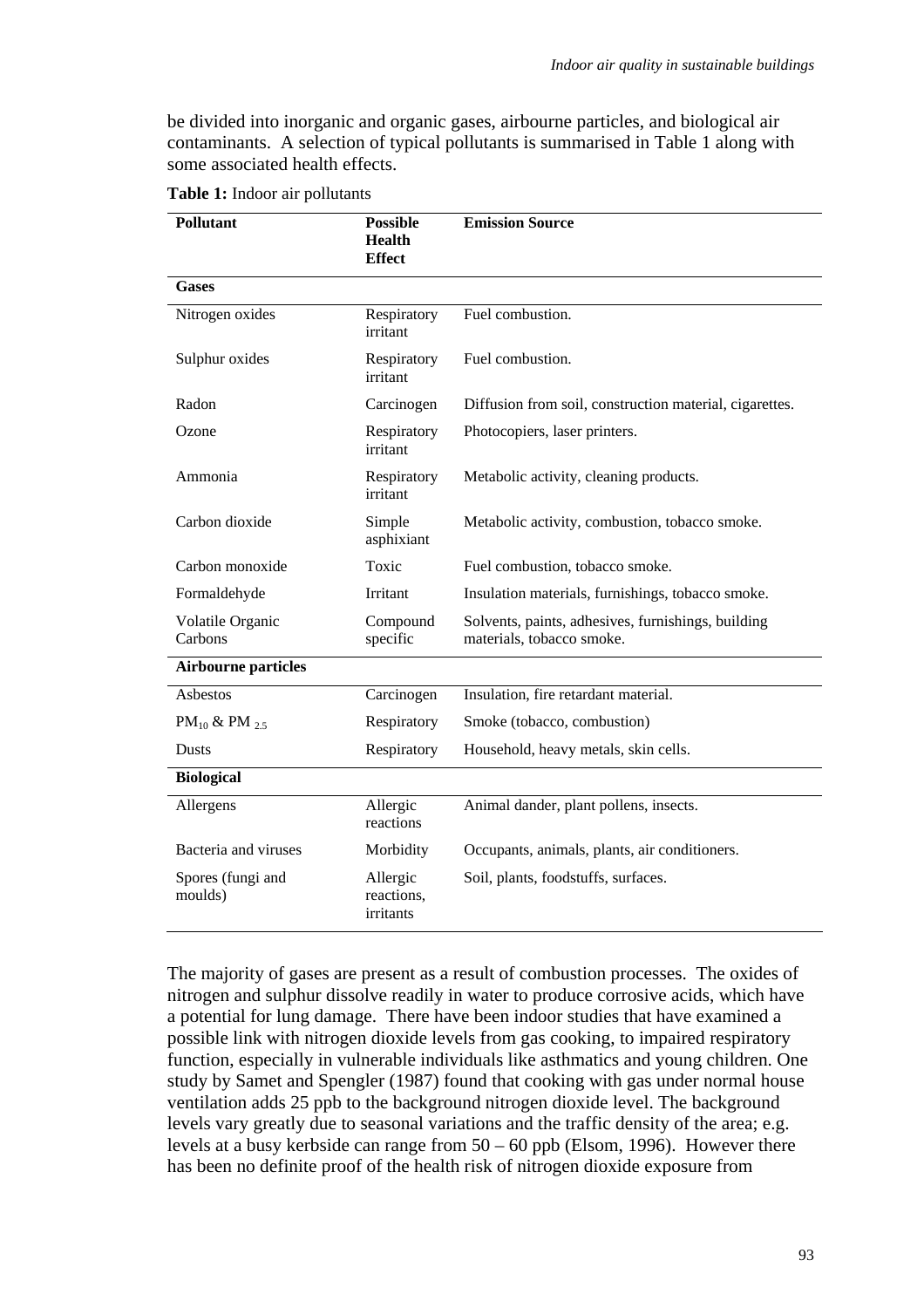be divided into inorganic and organic gases, airbourne particles, and biological air contaminants. A selection of typical pollutants is summarised in Table 1 along with some associated health effects.

**Table 1:** Indoor air pollutants

| Pollutant | Possible Health Effect | Emission Source |
|---|---|---|
| **Gases** | | |
| Nitrogen oxides | Respiratory irritant | Fuel combustion. |
| Sulphur oxides | Respiratory irritant | Fuel combustion. |
| Radon | Carcinogen | Diffusion from soil, construction material, cigarettes. |
| Ozone | Respiratory irritant | Photocopiers, laser printers. |
| Ammonia | Respiratory irritant | Metabolic activity, cleaning products. |
| Carbon dioxide | Simple asphixiant | Metabolic activity, combustion, tobacco smoke. |
| Carbon monoxide | Toxic | Fuel combustion, tobacco smoke. |
| Formaldehyde | Irritant | Insulation materials, furnishings, tobacco smoke. |
| Volatile Organic Carbons | Compound specific | Solvents, paints, adhesives, furnishings, building materials, tobacco smoke. |
| **Airbourne particles** | | |
| Asbestos | Carcinogen | Insulation, fire retardant material. |
| $PM_{10}$ & $PM_{2.5}$ | Respiratory | Smoke (tobacco, combustion) |
| Dusts | Respiratory | Household, heavy metals, skin cells. |
| **Biological** | | |
| Allergens | Allergic reactions | Animal dander, plant pollens, insects. |
| Bacteria and viruses | Morbidity | Occupants, animals, plants, air conditioners. |
| Spores (fungi and moulds) | Allergic reactions, irritants | Soil, plants, foodstuffs, surfaces. |

The majority of gases are present as a result of combustion processes. The oxides of nitrogen and sulphur dissolve readily in water to produce corrosive acids, which have a potential for lung damage. There have been indoor studies that have examined a possible link with nitrogen dioxide levels from gas cooking, to impaired respiratory function, especially in vulnerable individuals like asthmatics and young children. One study by Samet and Spengler (1987) found that cooking with gas under normal house ventilation adds 25 ppb to the background nitrogen dioxide level. The background levels vary greatly due to seasonal variations and the traffic density of the area; e.g. levels at a busy kerbside can range from 50 – 60 ppb (Elsom, 1996). However there has been no definite proof of the health risk of nitrogen dioxide exposure from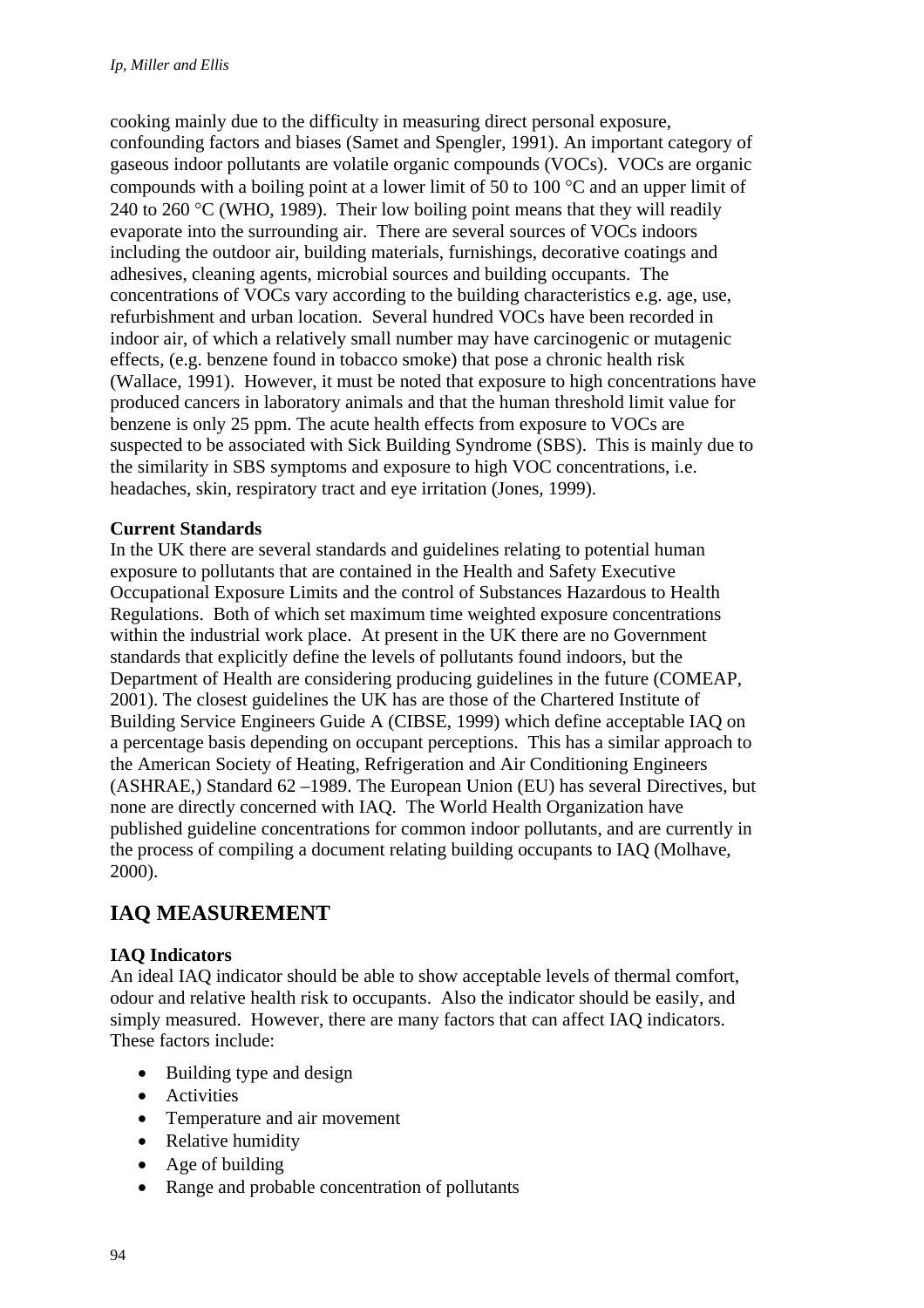cooking mainly due to the difficulty in measuring direct personal exposure, confounding factors and biases (Samet and Spengler, 1991). An important category of gaseous indoor pollutants are volatile organic compounds (VOCs). VOCs are organic compounds with a boiling point at a lower limit of 50 to 100 °C and an upper limit of 240 to 260 °C (WHO, 1989). Their low boiling point means that they will readily evaporate into the surrounding air. There are several sources of VOCs indoors including the outdoor air, building materials, furnishings, decorative coatings and adhesives, cleaning agents, microbial sources and building occupants. The concentrations of VOCs vary according to the building characteristics e.g. age, use, refurbishment and urban location. Several hundred VOCs have been recorded in indoor air, of which a relatively small number may have carcinogenic or mutagenic effects, (e.g. benzene found in tobacco smoke) that pose a chronic health risk (Wallace, 1991). However, it must be noted that exposure to high concentrations have produced cancers in laboratory animals and that the human threshold limit value for benzene is only 25 ppm. The acute health effects from exposure to VOCs are suspected to be associated with Sick Building Syndrome (SBS). This is mainly due to the similarity in SBS symptoms and exposure to high VOC concentrations, i.e. headaches, skin, respiratory tract and eye irritation (Jones, 1999).

**Current Standards**

In the UK there are several standards and guidelines relating to potential human exposure to pollutants that are contained in the Health and Safety Executive Occupational Exposure Limits and the control of Substances Hazardous to Health Regulations. Both of which set maximum time weighted exposure concentrations within the industrial work place. At present in the UK there are no Government standards that explicitly define the levels of pollutants found indoors, but the Department of Health are considering producing guidelines in the future (COMEAP, 2001). The closest guidelines the UK has are those of the Chartered Institute of Building Service Engineers Guide A (CIBSE, 1999) which define acceptable IAQ on a percentage basis depending on occupant perceptions. This has a similar approach to the American Society of Heating, Refrigeration and Air Conditioning Engineers (ASHRAE,) Standard 62 –1989. The European Union (EU) has several Directives, but none are directly concerned with IAQ. The World Health Organization have published guideline concentrations for common indoor pollutants, and are currently in the process of compiling a document relating building occupants to IAQ (Molhave, 2000).

## IAQ MEASUREMENT

**IAQ Indicators**

An ideal IAQ indicator should be able to show acceptable levels of thermal comfort, odour and relative health risk to occupants. Also the indicator should be easily, and simply measured. However, there are many factors that can affect IAQ indicators. These factors include:

- Building type and design
- Activities
- Temperature and air movement
- Relative humidity
- Age of building
- Range and probable concentration of pollutants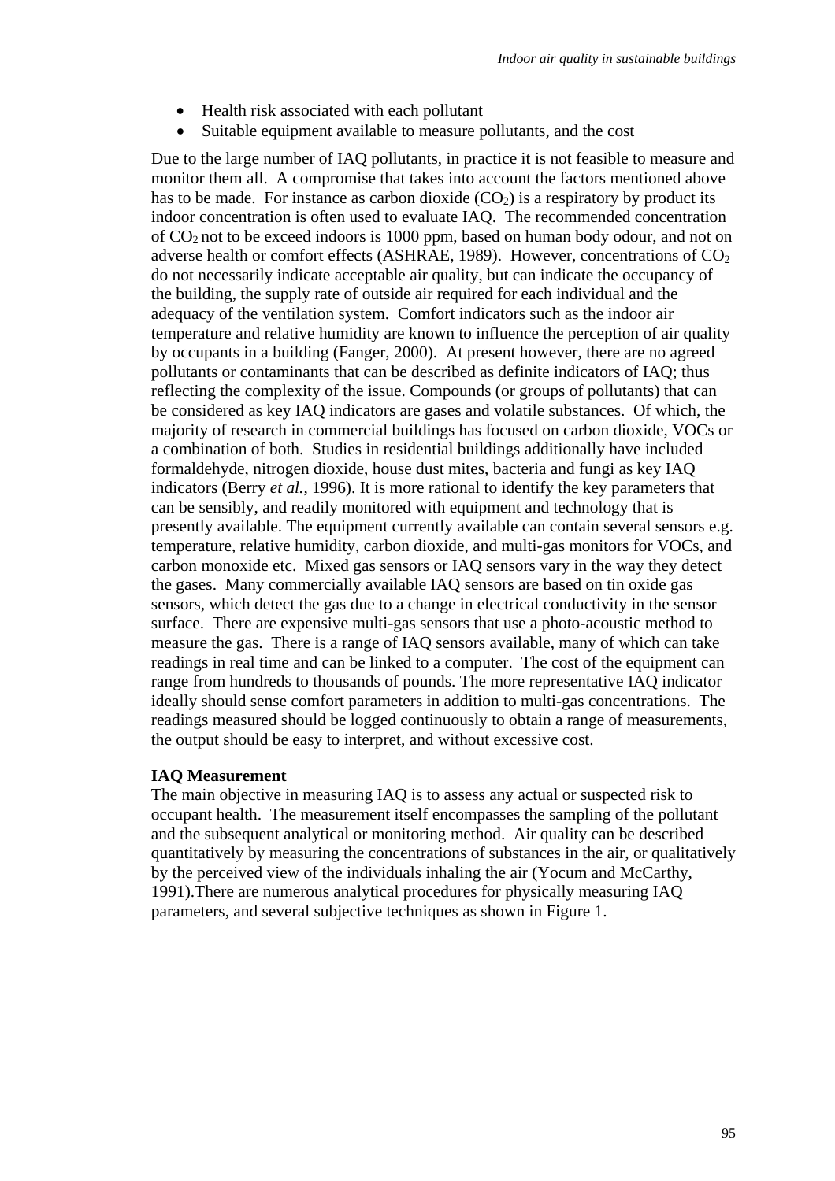- Health risk associated with each pollutant
- Suitable equipment available to measure pollutants, and the cost

Due to the large number of IAQ pollutants, in practice it is not feasible to measure and monitor them all. A compromise that takes into account the factors mentioned above has to be made. For instance as carbon dioxide ($CO_2$) is a respiratory by product its indoor concentration is often used to evaluate IAQ. The recommended concentration of $CO_2$ not to be exceed indoors is 1000 ppm, based on human body odour, and not on adverse health or comfort effects (ASHRAE, 1989). However, concentrations of $CO_2$ do not necessarily indicate acceptable air quality, but can indicate the occupancy of the building, the supply rate of outside air required for each individual and the adequacy of the ventilation system. Comfort indicators such as the indoor air temperature and relative humidity are known to influence the perception of air quality by occupants in a building (Fanger, 2000). At present however, there are no agreed pollutants or contaminants that can be described as definite indicators of IAQ; thus reflecting the complexity of the issue. Compounds (or groups of pollutants) that can be considered as key IAQ indicators are gases and volatile substances. Of which, the majority of research in commercial buildings has focused on carbon dioxide, VOCs or a combination of both. Studies in residential buildings additionally have included formaldehyde, nitrogen dioxide, house dust mites, bacteria and fungi as key IAQ indicators (Berry *et al.*, 1996). It is more rational to identify the key parameters that can be sensibly, and readily monitored with equipment and technology that is presently available. The equipment currently available can contain several sensors e.g. temperature, relative humidity, carbon dioxide, and multi-gas monitors for VOCs, and carbon monoxide etc. Mixed gas sensors or IAQ sensors vary in the way they detect the gases. Many commercially available IAQ sensors are based on tin oxide gas sensors, which detect the gas due to a change in electrical conductivity in the sensor surface. There are expensive multi-gas sensors that use a photo-acoustic method to measure the gas. There is a range of IAQ sensors available, many of which can take readings in real time and can be linked to a computer. The cost of the equipment can range from hundreds to thousands of pounds. The more representative IAQ indicator ideally should sense comfort parameters in addition to multi-gas concentrations. The readings measured should be logged continuously to obtain a range of measurements, the output should be easy to interpret, and without excessive cost.

**IAQ Measurement**

The main objective in measuring IAQ is to assess any actual or suspected risk to occupant health. The measurement itself encompasses the sampling of the pollutant and the subsequent analytical or monitoring method. Air quality can be described quantitatively by measuring the concentrations of substances in the air, or qualitatively by the perceived view of the individuals inhaling the air (Yocum and McCarthy, 1991).There are numerous analytical procedures for physically measuring IAQ parameters, and several subjective techniques as shown in Figure 1.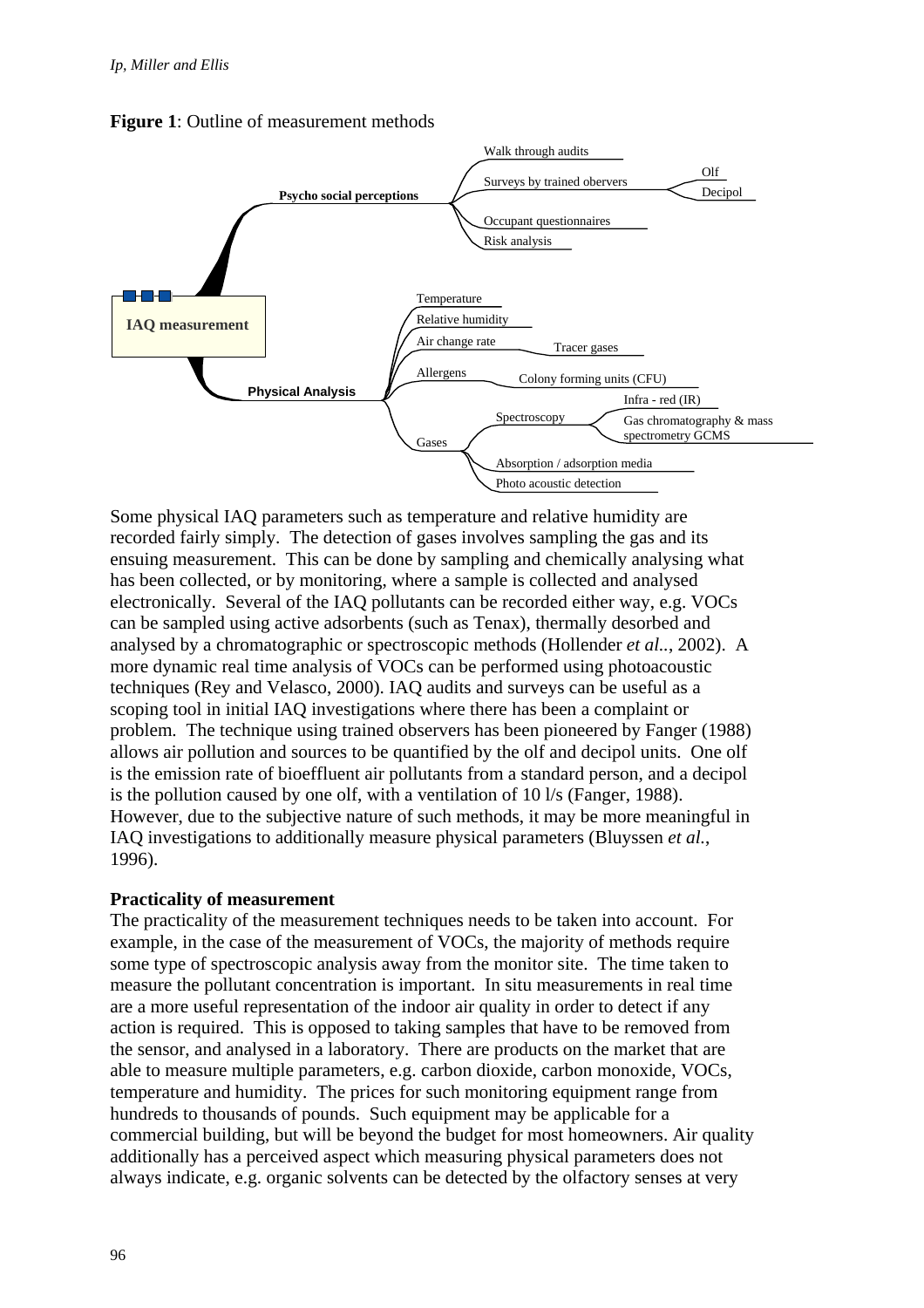**Figure 1**: Outline of measurement methods

- **IAQ measurement**
  - **Psycho social perceptions**
    - Walk through audits
    - Surveys by trained obervers
      - Olf
      - Decipol
    - Occupant questionnaires
    - Risk analysis
  - **Physical Analysis**
    - Temperature
    - Relative humidity
    - Air change rate
      - Tracer gases
    - Allergens
      - Colony forming units (CFU)
    - Gases
      - Spectroscopy
        - Infra - red (IR)
        - Gas chromatography & mass spectrometry GCMS
      - Absorption / adsorption media
      - Photo acoustic detection

Some physical IAQ parameters such as temperature and relative humidity are recorded fairly simply. The detection of gases involves sampling the gas and its ensuing measurement. This can be done by sampling and chemically analysing what has been collected, or by monitoring, where a sample is collected and analysed electronically. Several of the IAQ pollutants can be recorded either way, e.g. VOCs can be sampled using active adsorbents (such as Tenax), thermally desorbed and analysed by a chromatographic or spectroscopic methods (Hollender *et al.*., 2002). A more dynamic real time analysis of VOCs can be performed using photoacoustic techniques (Rey and Velasco, 2000). IAQ audits and surveys can be useful as a scoping tool in initial IAQ investigations where there has been a complaint or problem. The technique using trained observers has been pioneered by Fanger (1988) allows air pollution and sources to be quantified by the olf and decipol units. One olf is the emission rate of bioeffluent air pollutants from a standard person, and a decipol is the pollution caused by one olf, with a ventilation of 10 l/s (Fanger, 1988). However, due to the subjective nature of such methods, it may be more meaningful in IAQ investigations to additionally measure physical parameters (Bluyssen *et al.*, 1996).

**Practicality of measurement**

The practicality of the measurement techniques needs to be taken into account. For example, in the case of the measurement of VOCs, the majority of methods require some type of spectroscopic analysis away from the monitor site. The time taken to measure the pollutant concentration is important. In situ measurements in real time are a more useful representation of the indoor air quality in order to detect if any action is required. This is opposed to taking samples that have to be removed from the sensor, and analysed in a laboratory. There are products on the market that are able to measure multiple parameters, e.g. carbon dioxide, carbon monoxide, VOCs, temperature and humidity. The prices for such monitoring equipment range from hundreds to thousands of pounds. Such equipment may be applicable for a commercial building, but will be beyond the budget for most homeowners. Air quality additionally has a perceived aspect which measuring physical parameters does not always indicate, e.g. organic solvents can be detected by the olfactory senses at very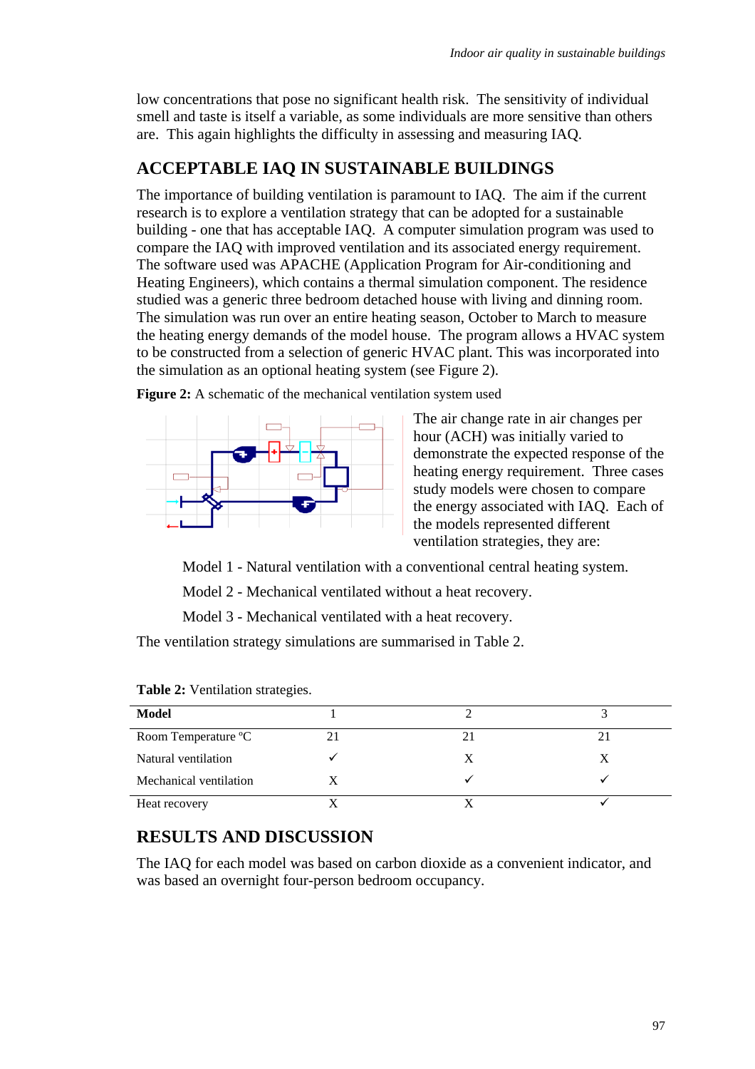low concentrations that pose no significant health risk. The sensitivity of individual smell and taste is itself a variable, as some individuals are more sensitive than others are. This again highlights the difficulty in assessing and measuring IAQ.

## ACCEPTABLE IAQ IN SUSTAINABLE BUILDINGS

The importance of building ventilation is paramount to IAQ. The aim if the current research is to explore a ventilation strategy that can be adopted for a sustainable building - one that has acceptable IAQ. A computer simulation program was used to compare the IAQ with improved ventilation and its associated energy requirement. The software used was APACHE (Application Program for Air-conditioning and Heating Engineers), which contains a thermal simulation component. The residence studied was a generic three bedroom detached house with living and dinning room. The simulation was run over an entire heating season, October to March to measure the heating energy demands of the model house. The program allows a HVAC system to be constructed from a selection of generic HVAC plant. This was incorporated into the simulation as an optional heating system (see Figure 2).

**Figure 2:** A schematic of the mechanical ventilation system used

The air change rate in air changes per hour (ACH) was initially varied to demonstrate the expected response of the heating energy requirement. Three cases study models were chosen to compare the energy associated with IAQ. Each of the models represented different ventilation strategies, they are:

Model 1 - Natural ventilation with a conventional central heating system.

Model 2 - Mechanical ventilated without a heat recovery.

Model 3 - Mechanical ventilated with a heat recovery.

The ventilation strategy simulations are summarised in Table 2.

**Table 2:** Ventilation strategies.

| **Model** | 1 | 2 | 3 |
|---|---|---|---|
| Room Temperature °C | 21 | 21 | 21 |
| Natural ventilation | ✓ | X | X |
| Mechanical ventilation | X | ✓ | ✓ |
| Heat recovery | X | X | ✓ |

## RESULTS AND DISCUSSION

The IAQ for each model was based on carbon dioxide as a convenient indicator, and was based an overnight four-person bedroom occupancy.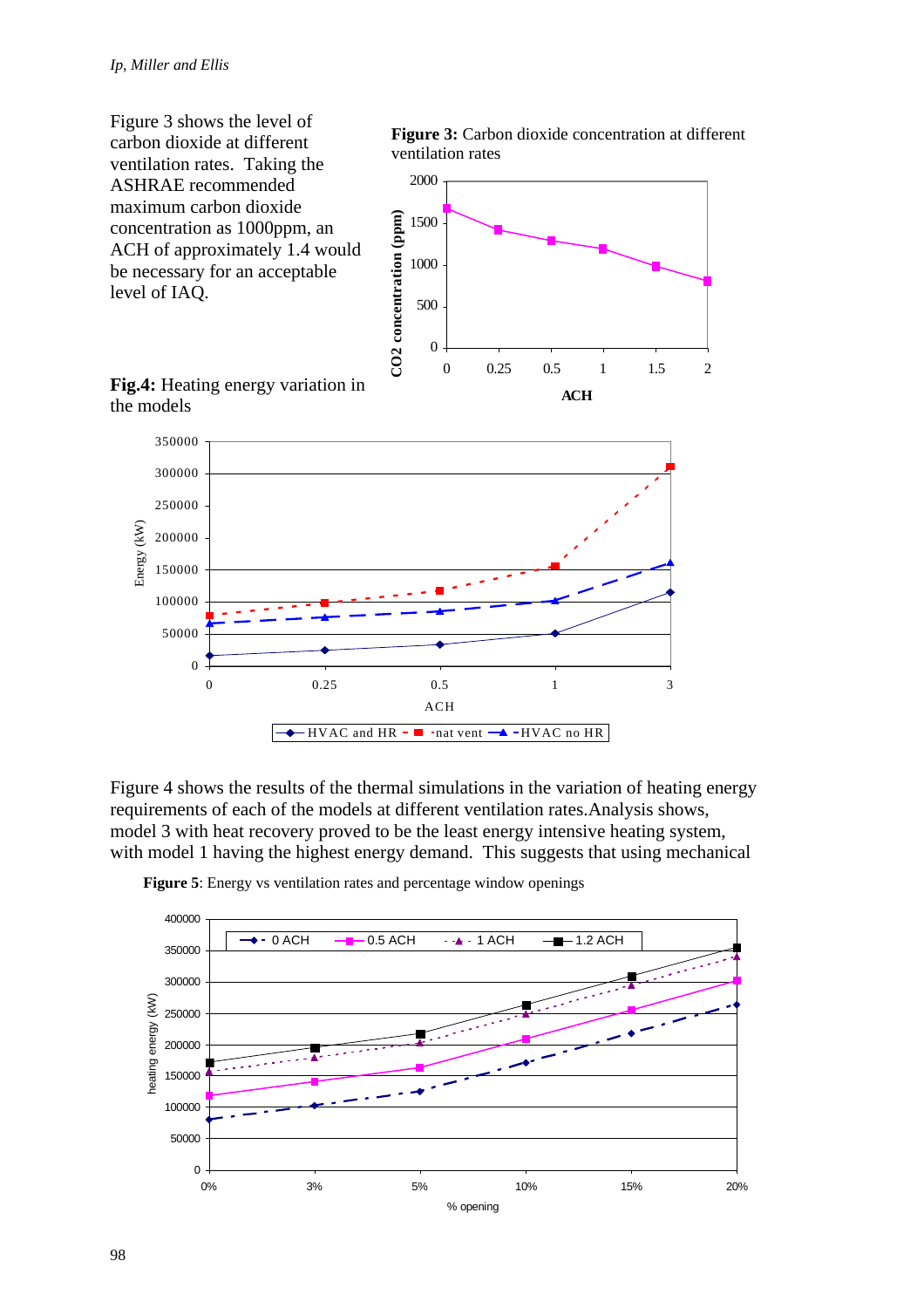Figure 3 shows the level of carbon dioxide at different ventilation rates. Taking the ASHRAE recommended maximum carbon dioxide concentration as 1000ppm, an ACH of approximately 1.4 would be necessary for an acceptable level of IAQ.

**Figure 3:** Carbon dioxide concentration at different ventilation rates

**Fig.4:** Heating energy variation in the models

Figure 4 shows the results of the thermal simulations in the variation of heating energy requirements of each of the models at different ventilation rates.Analysis shows, model 3 with heat recovery proved to be the least energy intensive heating system, with model 1 having the highest energy demand. This suggests that using mechanical

**Figure 5**: Energy vs ventilation rates and percentage window openings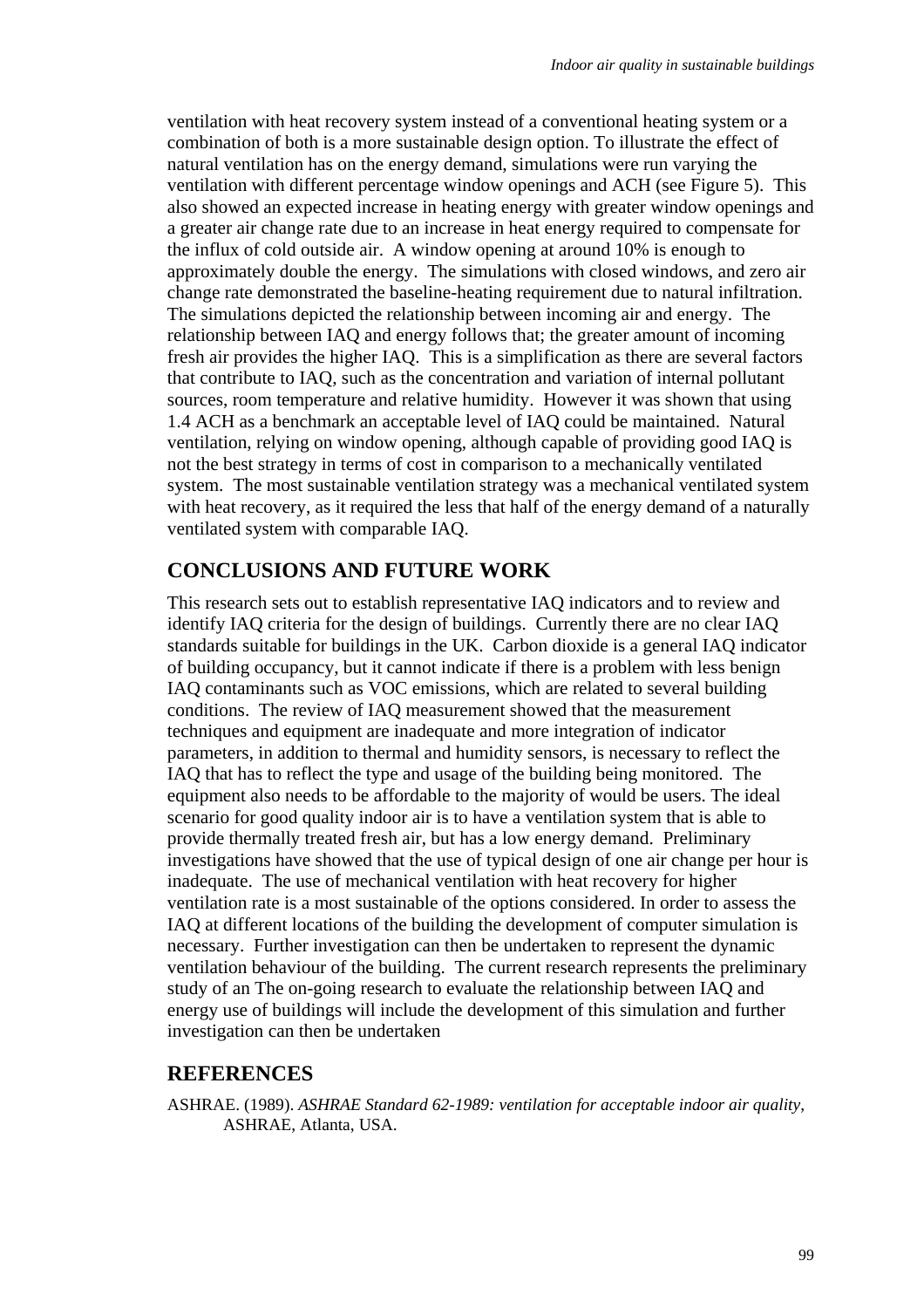ventilation with heat recovery system instead of a conventional heating system or a combination of both is a more sustainable design option. To illustrate the effect of natural ventilation has on the energy demand, simulations were run varying the ventilation with different percentage window openings and ACH (see Figure 5). This also showed an expected increase in heating energy with greater window openings and a greater air change rate due to an increase in heat energy required to compensate for the influx of cold outside air. A window opening at around 10% is enough to approximately double the energy. The simulations with closed windows, and zero air change rate demonstrated the baseline-heating requirement due to natural infiltration. The simulations depicted the relationship between incoming air and energy. The relationship between IAQ and energy follows that; the greater amount of incoming fresh air provides the higher IAQ. This is a simplification as there are several factors that contribute to IAQ, such as the concentration and variation of internal pollutant sources, room temperature and relative humidity. However it was shown that using 1.4 ACH as a benchmark an acceptable level of IAQ could be maintained. Natural ventilation, relying on window opening, although capable of providing good IAQ is not the best strategy in terms of cost in comparison to a mechanically ventilated system. The most sustainable ventilation strategy was a mechanical ventilated system with heat recovery, as it required the less that half of the energy demand of a naturally ventilated system with comparable IAQ.

## CONCLUSIONS AND FUTURE WORK

This research sets out to establish representative IAQ indicators and to review and identify IAQ criteria for the design of buildings. Currently there are no clear IAQ standards suitable for buildings in the UK. Carbon dioxide is a general IAQ indicator of building occupancy, but it cannot indicate if there is a problem with less benign IAQ contaminants such as VOC emissions, which are related to several building conditions. The review of IAQ measurement showed that the measurement techniques and equipment are inadequate and more integration of indicator parameters, in addition to thermal and humidity sensors, is necessary to reflect the IAQ that has to reflect the type and usage of the building being monitored. The equipment also needs to be affordable to the majority of would be users. The ideal scenario for good quality indoor air is to have a ventilation system that is able to provide thermally treated fresh air, but has a low energy demand. Preliminary investigations have showed that the use of typical design of one air change per hour is inadequate. The use of mechanical ventilation with heat recovery for higher ventilation rate is a most sustainable of the options considered. In order to assess the IAQ at different locations of the building the development of computer simulation is necessary. Further investigation can then be undertaken to represent the dynamic ventilation behaviour of the building. The current research represents the preliminary study of an The on-going research to evaluate the relationship between IAQ and energy use of buildings will include the development of this simulation and further investigation can then be undertaken

## REFERENCES

ASHRAE. (1989). *ASHRAE Standard 62-1989: ventilation for acceptable indoor air quality*, ASHRAE, Atlanta, USA.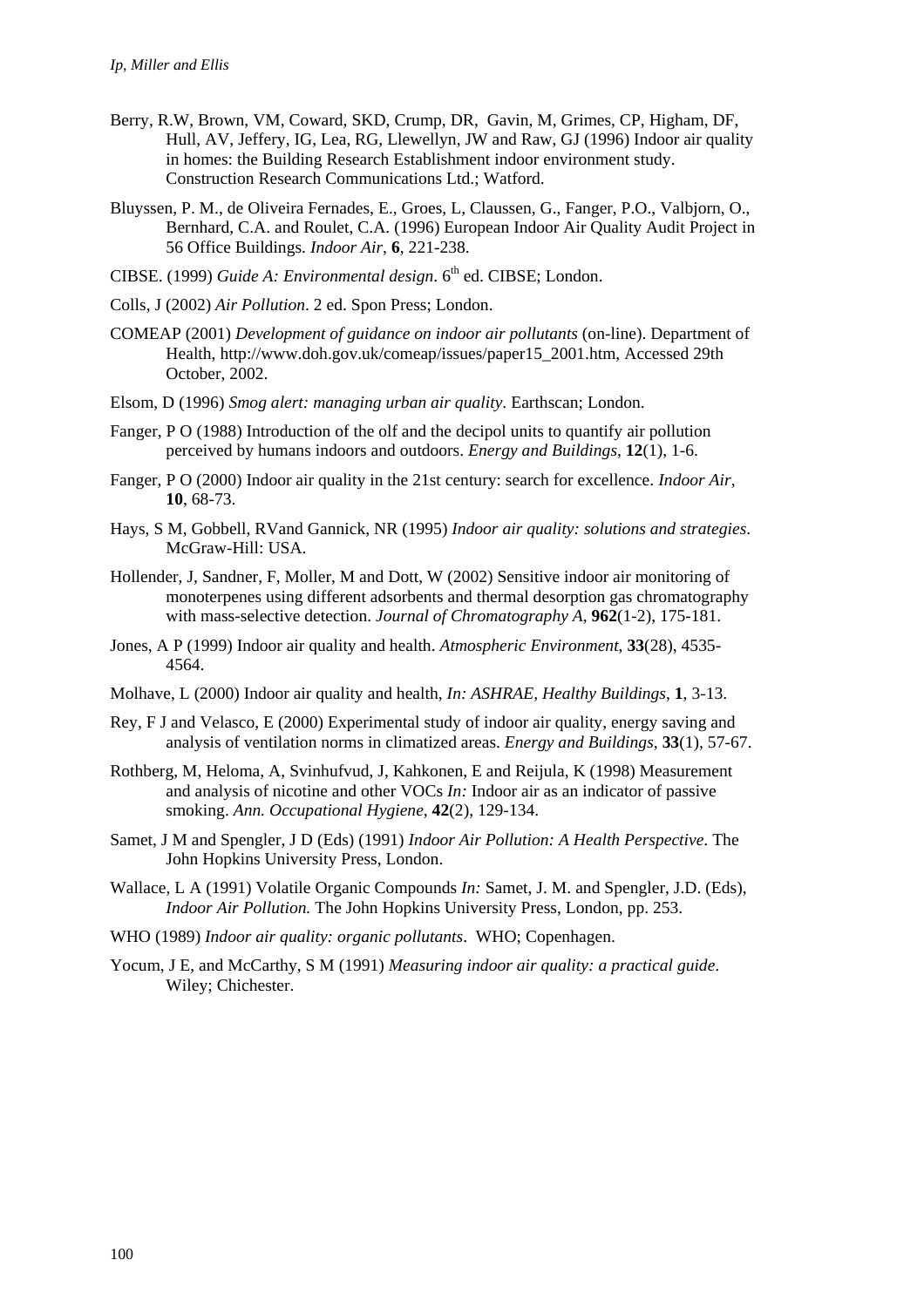Berry, R.W, Brown, VM, Coward, SKD, Crump, DR, Gavin, M, Grimes, CP, Higham, DF, Hull, AV, Jeffery, IG, Lea, RG, Llewellyn, JW and Raw, GJ (1996) Indoor air quality in homes: the Building Research Establishment indoor environment study. Construction Research Communications Ltd.; Watford.

Bluyssen, P. M., de Oliveira Fernades, E., Groes, L, Claussen, G., Fanger, P.O., Valbjorn, O., Bernhard, C.A. and Roulet, C.A. (1996) European Indoor Air Quality Audit Project in 56 Office Buildings. *Indoor Air*, **6**, 221-238.

CIBSE. (1999) *Guide A: Environmental design*. 6th ed. CIBSE; London.

Colls, J (2002) *Air Pollution*. 2 ed. Spon Press; London.

COMEAP (2001) *Development of guidance on indoor air pollutants* (on-line). Department of Health, http://www.doh.gov.uk/comeap/issues/paper15_2001.htm, Accessed 29th October, 2002.

Elsom, D (1996) *Smog alert: managing urban air quality*. Earthscan; London.

Fanger, P O (1988) Introduction of the olf and the decipol units to quantify air pollution perceived by humans indoors and outdoors. *Energy and Buildings*, **12**(1), 1-6.

Fanger, P O (2000) Indoor air quality in the 21st century: search for excellence. *Indoor Air*, **10**, 68-73.

Hays, S M, Gobbell, RVand Gannick, NR (1995) *Indoor air quality: solutions and strategies*. McGraw-Hill: USA.

Hollender, J, Sandner, F, Moller, M and Dott, W (2002) Sensitive indoor air monitoring of monoterpenes using different adsorbents and thermal desorption gas chromatography with mass-selective detection. *Journal of Chromatography A*, **962**(1-2), 175-181.

Jones, A P (1999) Indoor air quality and health. *Atmospheric Environment*, **33**(28), 4535-4564.

Molhave, L (2000) Indoor air quality and health, *In: ASHRAE, Healthy Buildings*, **1**, 3-13.

Rey, F J and Velasco, E (2000) Experimental study of indoor air quality, energy saving and analysis of ventilation norms in climatized areas. *Energy and Buildings,* **33**(1), 57-67.

Rothberg, M, Heloma, A, Svinhufvud, J, Kahkonen, E and Reijula, K (1998) Measurement and analysis of nicotine and other VOCs *In:* Indoor air as an indicator of passive smoking. *Ann. Occupational Hygiene*, **42**(2), 129-134.

Samet, J M and Spengler, J D (Eds) (1991) *Indoor Air Pollution: A Health Perspective*. The John Hopkins University Press, London.

Wallace, L A (1991) Volatile Organic Compounds *In:* Samet, J. M. and Spengler, J.D. (Eds), *Indoor Air Pollution.* The John Hopkins University Press, London, pp. 253.

WHO (1989) *Indoor air quality: organic pollutants*. WHO; Copenhagen.

Yocum, J E, and McCarthy, S M (1991) *Measuring indoor air quality: a practical guide*. Wiley; Chichester.